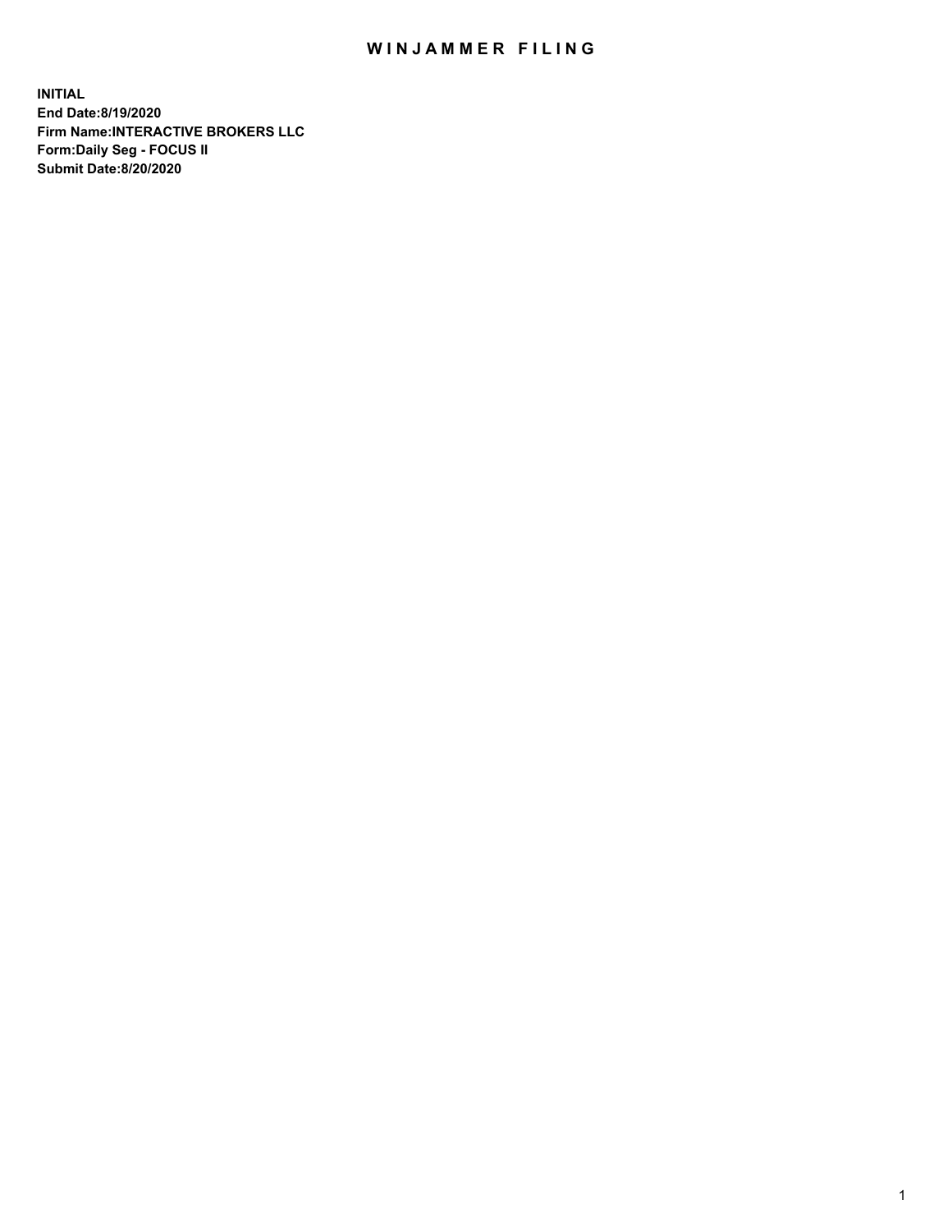# WINJAMMER FILING

**INITIAL**
**End Date:8/19/2020**
**Firm Name:INTERACTIVE BROKERS LLC**
**Form:Daily Seg - FOCUS II**
**Submit Date:8/20/2020**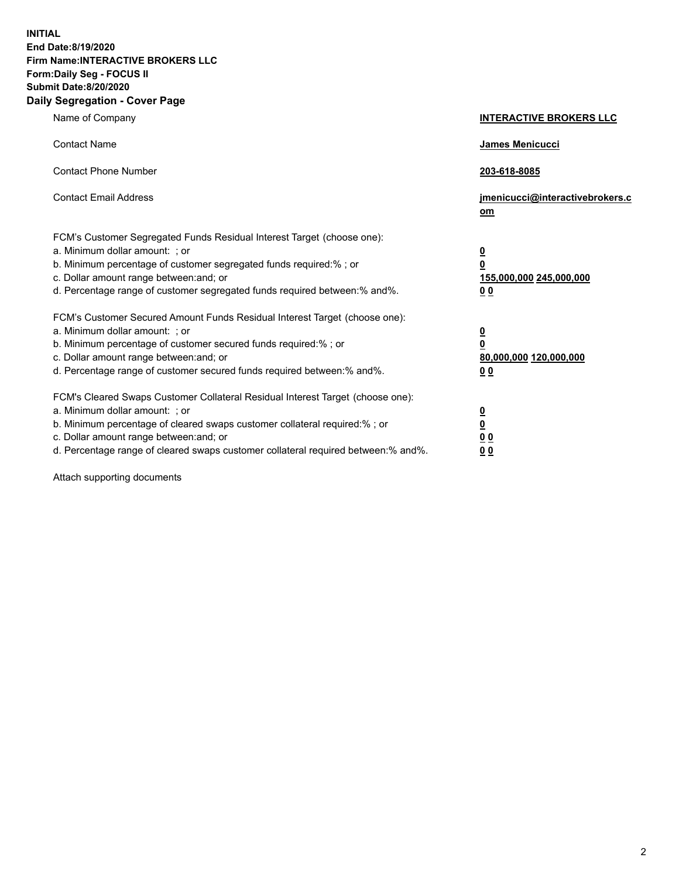**INITIAL**
**End Date:8/19/2020**
**Firm Name:INTERACTIVE BROKERS LLC**
**Form:Daily Seg - FOCUS II**
**Submit Date:8/20/2020**
**Daily Segregation - Cover Page**

| | |
|---|---|
| Name of Company | **INTERACTIVE BROKERS LLC** |
| Contact Name | **James Menicucci** |
| Contact Phone Number | **203-618-8085** |
| Contact Email Address | **jmenicucci@interactivebrokers.com** |
| FCM's Customer Segregated Funds Residual Interest Target (choose one): | |
| a. Minimum dollar amount: ; or | **0** |
| b. Minimum percentage of customer segregated funds required:% ; or | **0** |
| c. Dollar amount range between:and; or | **155,000,000 245,000,000** |
| d. Percentage range of customer segregated funds required between:% and%. | **0 0** |
| FCM's Customer Secured Amount Funds Residual Interest Target (choose one): | |
| a. Minimum dollar amount: ; or | **0** |
| b. Minimum percentage of customer secured funds required:% ; or | **0** |
| c. Dollar amount range between:and; or | **80,000,000 120,000,000** |
| d. Percentage range of customer secured funds required between:% and%. | **0 0** |
| FCM's Cleared Swaps Customer Collateral Residual Interest Target (choose one): | |
| a. Minimum dollar amount: ; or | **0** |
| b. Minimum percentage of cleared swaps customer collateral required:% ; or | **0** |
| c. Dollar amount range between:and; or | **0 0** |
| d. Percentage range of cleared swaps customer collateral required between:% and%. | **0 0** |

Attach supporting documents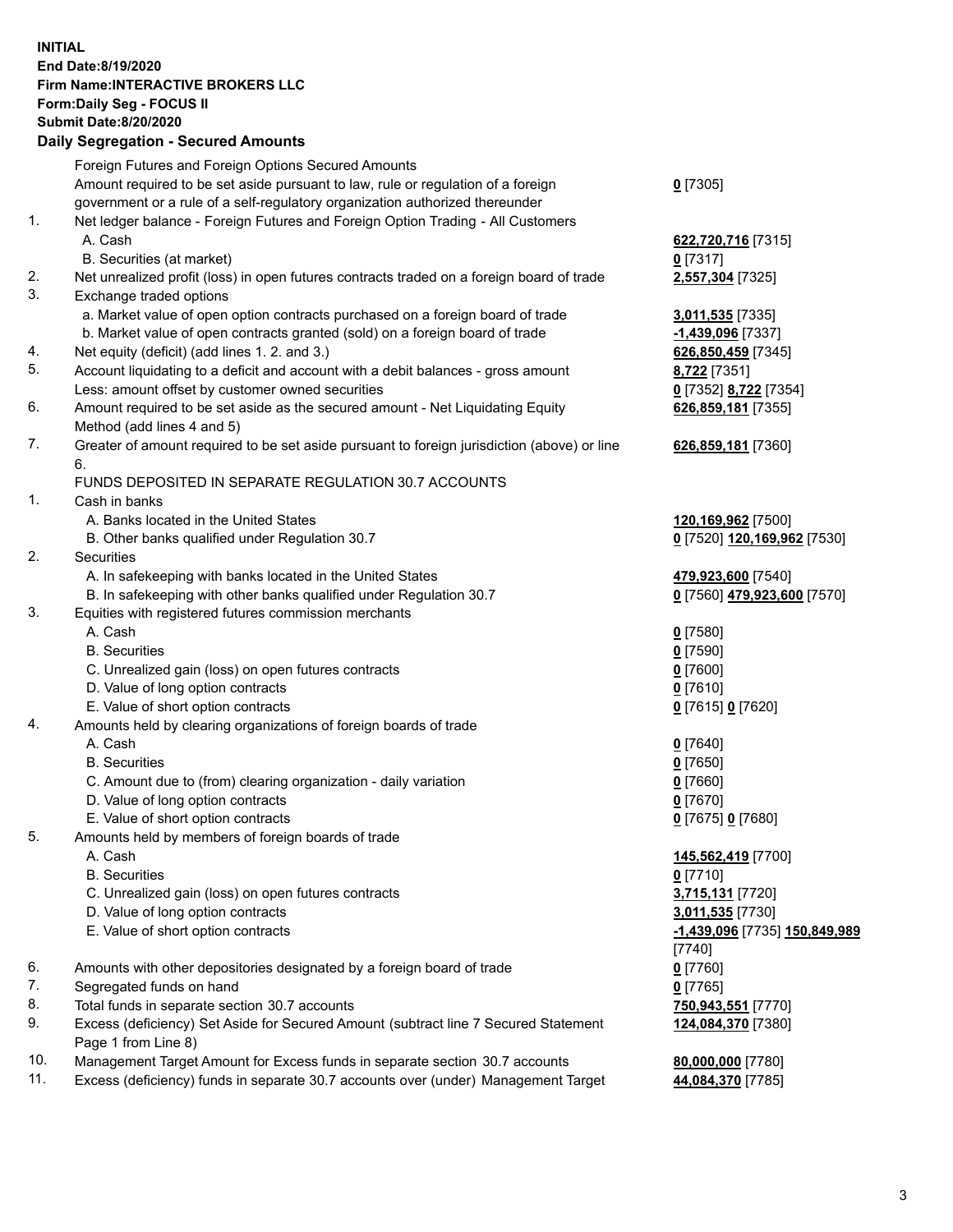**INITIAL**
**End Date:8/19/2020**
**Firm Name:INTERACTIVE BROKERS LLC**
**Form:Daily Seg - FOCUS II**
**Submit Date:8/20/2020**

**Daily Segregation - Secured Amounts**

| | | |
|---|---|---|
| | Foreign Futures and Foreign Options Secured Amounts | |
| | Amount required to be set aside pursuant to law, rule or regulation of a foreign government or a rule of a self-regulatory organization authorized thereunder | **0** [7305] |
| 1. | Net ledger balance - Foreign Futures and Foreign Option Trading - All Customers | |
| | A. Cash | **622,720,716** [7315] |
| | B. Securities (at market) | **0** [7317] |
| 2. | Net unrealized profit (loss) in open futures contracts traded on a foreign board of trade | **2,557,304** [7325] |
| 3. | Exchange traded options | |
| | a. Market value of open option contracts purchased on a foreign board of trade | **3,011,535** [7335] |
| | b. Market value of open contracts granted (sold) on a foreign board of trade | **-1,439,096** [7337] |
| 4. | Net equity (deficit) (add lines 1. 2. and 3.) | **626,850,459** [7345] |
| 5. | Account liquidating to a deficit and account with a debit balances - gross amount | **8,722** [7351] |
| | Less: amount offset by customer owned securities | **0** [7352] **8,722** [7354] |
| 6. | Amount required to be set aside as the secured amount - Net Liquidating Equity Method (add lines 4 and 5) | **626,859,181** [7355] |
| 7. | Greater of amount required to be set aside pursuant to foreign jurisdiction (above) or line 6. | **626,859,181** [7360] |
| | FUNDS DEPOSITED IN SEPARATE REGULATION 30.7 ACCOUNTS | |
| 1. | Cash in banks | |
| | A. Banks located in the United States | **120,169,962** [7500] |
| | B. Other banks qualified under Regulation 30.7 | **0** [7520] **120,169,962** [7530] |
| 2. | Securities | |
| | A. In safekeeping with banks located in the United States | **479,923,600** [7540] |
| | B. In safekeeping with other banks qualified under Regulation 30.7 | **0** [7560] **479,923,600** [7570] |
| 3. | Equities with registered futures commission merchants | |
| | A. Cash | **0** [7580] |
| | B. Securities | **0** [7590] |
| | C. Unrealized gain (loss) on open futures contracts | **0** [7600] |
| | D. Value of long option contracts | **0** [7610] |
| | E. Value of short option contracts | **0** [7615] **0** [7620] |
| 4. | Amounts held by clearing organizations of foreign boards of trade | |
| | A. Cash | **0** [7640] |
| | B. Securities | **0** [7650] |
| | C. Amount due to (from) clearing organization - daily variation | **0** [7660] |
| | D. Value of long option contracts | **0** [7670] |
| | E. Value of short option contracts | **0** [7675] **0** [7680] |
| 5. | Amounts held by members of foreign boards of trade | |
| | A. Cash | **145,562,419** [7700] |
| | B. Securities | **0** [7710] |
| | C. Unrealized gain (loss) on open futures contracts | **3,715,131** [7720] |
| | D. Value of long option contracts | **3,011,535** [7730] |
| | E. Value of short option contracts | **-1,439,096** [7735] **150,849,989** [7740] |
| 6. | Amounts with other depositories designated by a foreign board of trade | **0** [7760] |
| 7. | Segregated funds on hand | **0** [7765] |
| 8. | Total funds in separate section 30.7 accounts | **750,943,551** [7770] |
| 9. | Excess (deficiency) Set Aside for Secured Amount (subtract line 7 Secured Statement Page 1 from Line 8) | **124,084,370** [7380] |
| 10. | Management Target Amount for Excess funds in separate section 30.7 accounts | **80,000,000** [7780] |
| 11. | Excess (deficiency) funds in separate 30.7 accounts over (under) Management Target | **44,084,370** [7785] |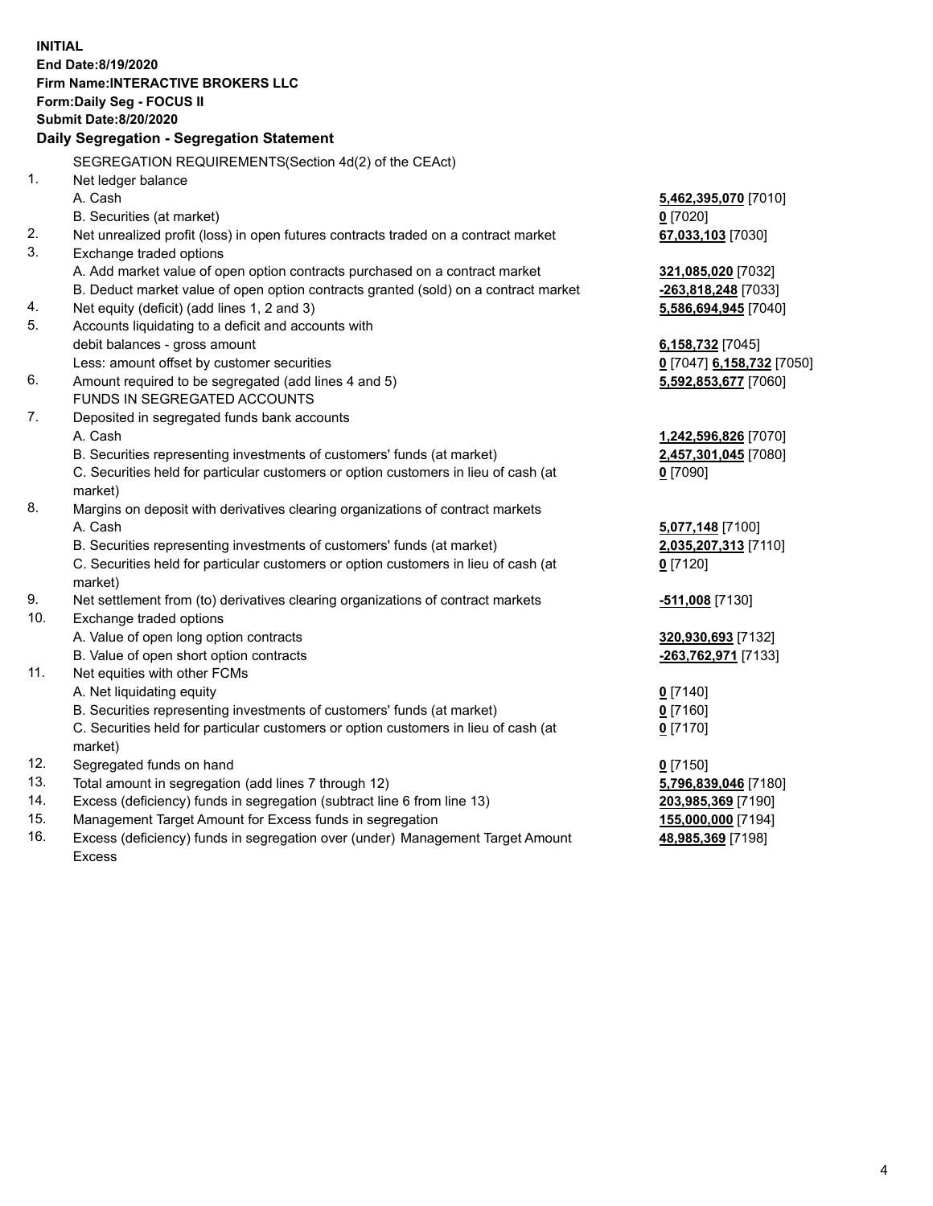**INITIAL**
**End Date:8/19/2020**
**Firm Name:INTERACTIVE BROKERS LLC**
**Form:Daily Seg - FOCUS II**
**Submit Date:8/20/2020**

## Daily Segregation - Segregation Statement

| | | |
|---|---|---|
| | SEGREGATION REQUIREMENTS(Section 4d(2) of the CEAct) | |
| 1. | Net ledger balance | |
| | A. Cash | **5,462,395,070** [7010] |
| | B. Securities (at market) | **0** [7020] |
| 2. | Net unrealized profit (loss) in open futures contracts traded on a contract market | **67,033,103** [7030] |
| 3. | Exchange traded options | |
| | A. Add market value of open option contracts purchased on a contract market | **321,085,020** [7032] |
| | B. Deduct market value of open option contracts granted (sold) on a contract market | **-263,818,248** [7033] |
| 4. | Net equity (deficit) (add lines 1, 2 and 3) | **5,586,694,945** [7040] |
| 5. | Accounts liquidating to a deficit and accounts with debit balances - gross amount | **6,158,732** [7045] |
| | Less: amount offset by customer securities | **0** [7047] **6,158,732** [7050] |
| 6. | Amount required to be segregated (add lines 4 and 5) | **5,592,853,677** [7060] |
| | FUNDS IN SEGREGATED ACCOUNTS | |
| 7. | Deposited in segregated funds bank accounts | |
| | A. Cash | **1,242,596,826** [7070] |
| | B. Securities representing investments of customers' funds (at market) | **2,457,301,045** [7080] |
| | C. Securities held for particular customers or option customers in lieu of cash (at market) | **0** [7090] |
| 8. | Margins on deposit with derivatives clearing organizations of contract markets | |
| | A. Cash | **5,077,148** [7100] |
| | B. Securities representing investments of customers' funds (at market) | **2,035,207,313** [7110] |
| | C. Securities held for particular customers or option customers in lieu of cash (at market) | **0** [7120] |
| 9. | Net settlement from (to) derivatives clearing organizations of contract markets | **-511,008** [7130] |
| 10. | Exchange traded options | |
| | A. Value of open long option contracts | **320,930,693** [7132] |
| | B. Value of open short option contracts | **-263,762,971** [7133] |
| 11. | Net equities with other FCMs | |
| | A. Net liquidating equity | **0** [7140] |
| | B. Securities representing investments of customers' funds (at market) | **0** [7160] |
| | C. Securities held for particular customers or option customers in lieu of cash (at market) | **0** [7170] |
| 12. | Segregated funds on hand | **0** [7150] |
| 13. | Total amount in segregation (add lines 7 through 12) | **5,796,839,046** [7180] |
| 14. | Excess (deficiency) funds in segregation (subtract line 6 from line 13) | **203,985,369** [7190] |
| 15. | Management Target Amount for Excess funds in segregation | **155,000,000** [7194] |
| 16. | Excess (deficiency) funds in segregation over (under) Management Target Amount Excess | **48,985,369** [7198] |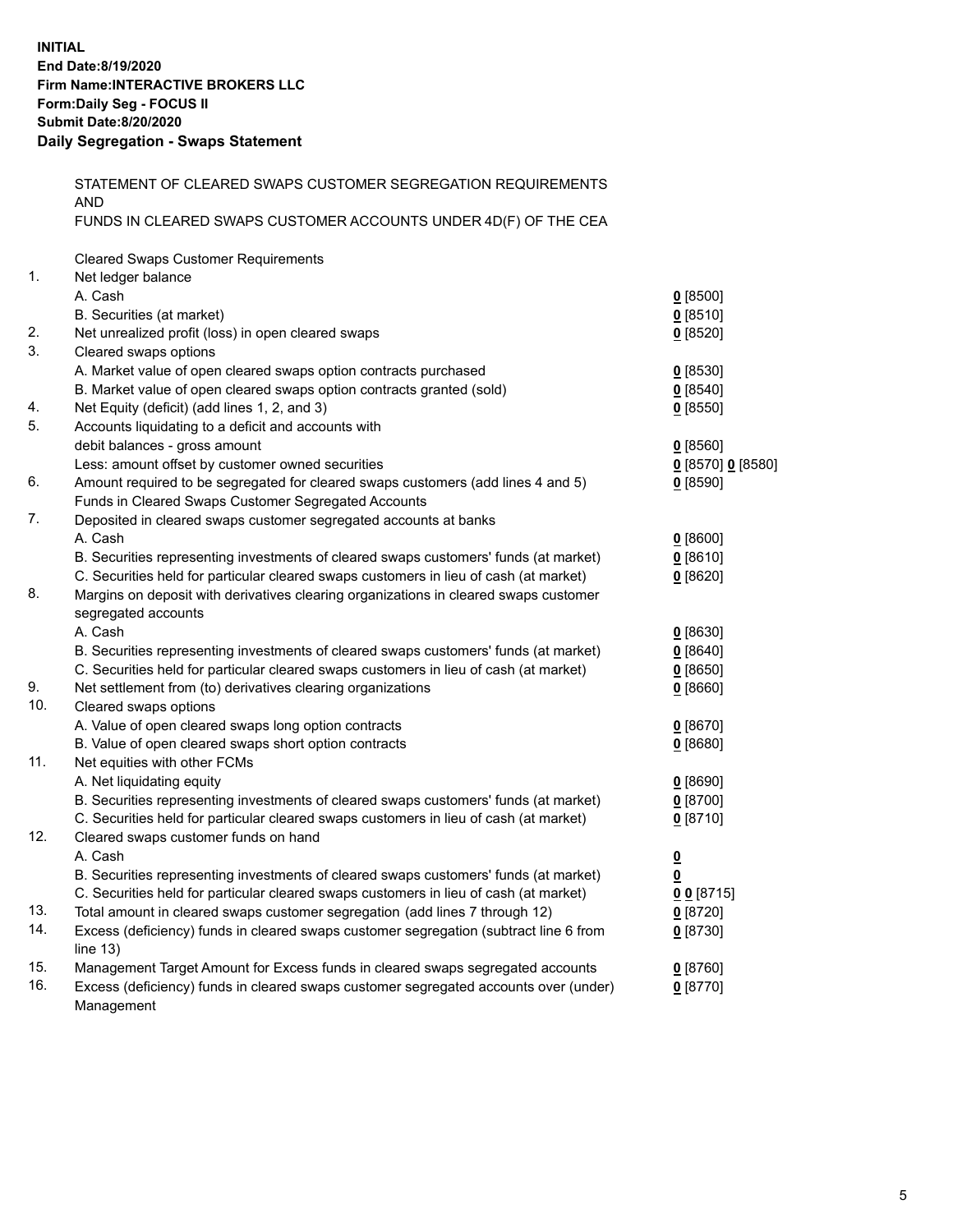**INITIAL**
**End Date:8/19/2020**
**Firm Name:INTERACTIVE BROKERS LLC**
**Form:Daily Seg - FOCUS II**
**Submit Date:8/20/2020**
**Daily Segregation - Swaps Statement**

STATEMENT OF CLEARED SWAPS CUSTOMER SEGREGATION REQUIREMENTS AND FUNDS IN CLEARED SWAPS CUSTOMER ACCOUNTS UNDER 4D(F) OF THE CEA

| | | |
|---|---|---|
| | Cleared Swaps Customer Requirements | |
| 1. | Net ledger balance | |
| | A. Cash | 0 [8500] |
| | B. Securities (at market) | 0 [8510] |
| 2. | Net unrealized profit (loss) in open cleared swaps | 0 [8520] |
| 3. | Cleared swaps options | |
| | A. Market value of open cleared swaps option contracts purchased | 0 [8530] |
| | B. Market value of open cleared swaps option contracts granted (sold) | 0 [8540] |
| 4. | Net Equity (deficit) (add lines 1, 2, and 3) | 0 [8550] |
| 5. | Accounts liquidating to a deficit and accounts with debit balances - gross amount | 0 [8560] |
| | Less: amount offset by customer owned securities | 0 [8570] 0 [8580] |
| 6. | Amount required to be segregated for cleared swaps customers (add lines 4 and 5) | 0 [8590] |
| | Funds in Cleared Swaps Customer Segregated Accounts | |
| 7. | Deposited in cleared swaps customer segregated accounts at banks | |
| | A. Cash | 0 [8600] |
| | B. Securities representing investments of cleared swaps customers' funds (at market) | 0 [8610] |
| | C. Securities held for particular cleared swaps customers in lieu of cash (at market) | 0 [8620] |
| 8. | Margins on deposit with derivatives clearing organizations in cleared swaps customer segregated accounts | |
| | A. Cash | 0 [8630] |
| | B. Securities representing investments of cleared swaps customers' funds (at market) | 0 [8640] |
| | C. Securities held for particular cleared swaps customers in lieu of cash (at market) | 0 [8650] |
| 9. | Net settlement from (to) derivatives clearing organizations | 0 [8660] |
| 10. | Cleared swaps options | |
| | A. Value of open cleared swaps long option contracts | 0 [8670] |
| | B. Value of open cleared swaps short option contracts | 0 [8680] |
| 11. | Net equities with other FCMs | |
| | A. Net liquidating equity | 0 [8690] |
| | B. Securities representing investments of cleared swaps customers' funds (at market) | 0 [8700] |
| | C. Securities held for particular cleared swaps customers in lieu of cash (at market) | 0 [8710] |
| 12. | Cleared swaps customer funds on hand | |
| | A. Cash | 0 |
| | B. Securities representing investments of cleared swaps customers' funds (at market) | 0 |
| | C. Securities held for particular cleared swaps customers in lieu of cash (at market) | 0 0 [8715] |
| 13. | Total amount in cleared swaps customer segregation (add lines 7 through 12) | 0 [8720] |
| 14. | Excess (deficiency) funds in cleared swaps customer segregation (subtract line 6 from line 13) | 0 [8730] |
| 15. | Management Target Amount for Excess funds in cleared swaps segregated accounts | 0 [8760] |
| 16. | Excess (deficiency) funds in cleared swaps customer segregated accounts over (under) Management | 0 [8770] |